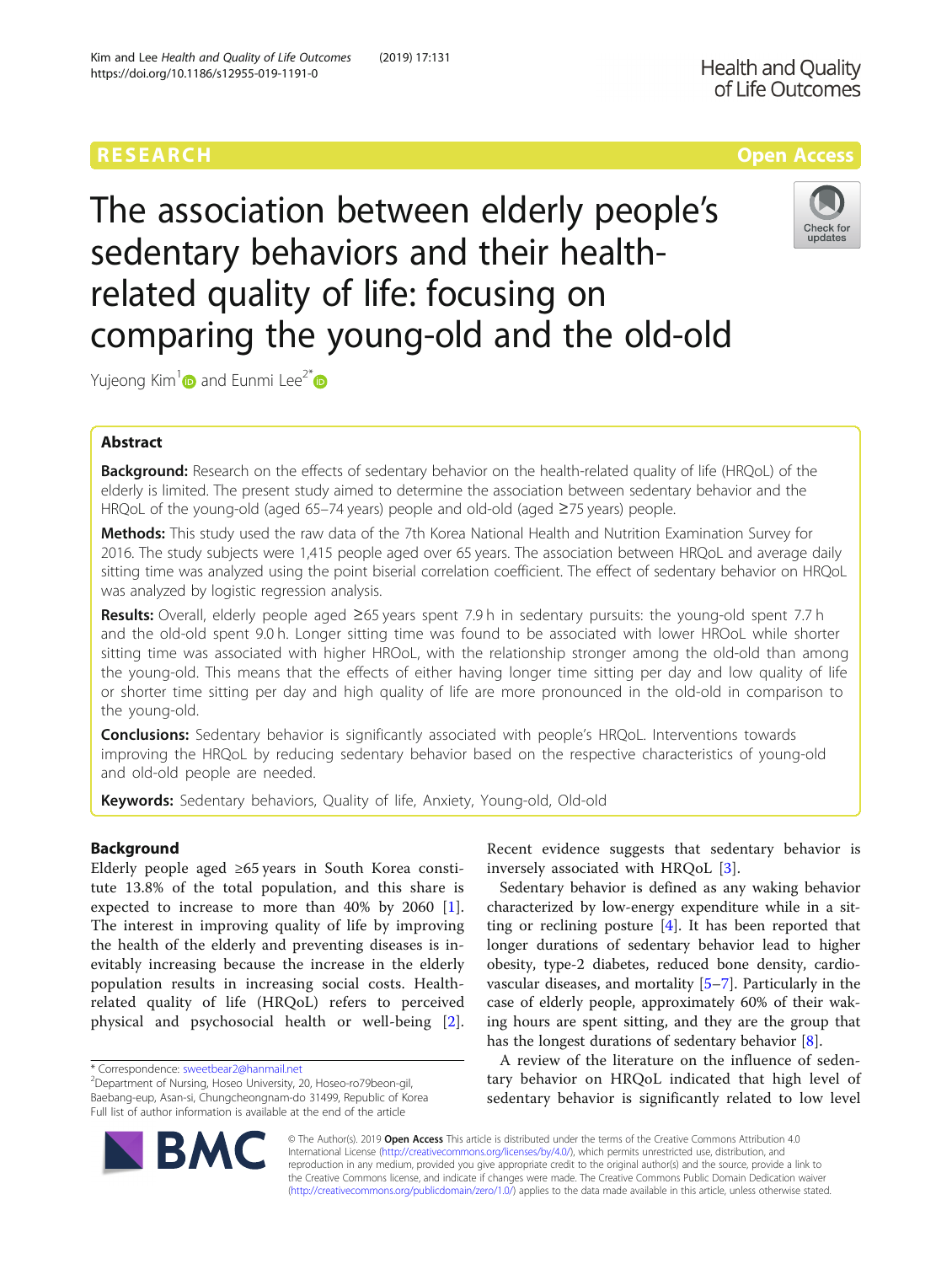RESEARCH

Open Access

# The association between elderly people's sedentary behaviors and their health-related quality of life: focusing on comparing the young-old and the old-old

Yujeong Kim[1] and Eunmi Lee[2*]

## Abstract

**Background:** Research on the effects of sedentary behavior on the health-related quality of life (HRQoL) of the elderly is limited. The present study aimed to determine the association between sedentary behavior and the HRQoL of the young-old (aged 65–74 years) people and old-old (aged ≥75 years) people.

**Methods:** This study used the raw data of the 7th Korea National Health and Nutrition Examination Survey for 2016. The study subjects were 1,415 people aged over 65 years. The association between HRQoL and average daily sitting time was analyzed using the point biserial correlation coefficient. The effect of sedentary behavior on HRQoL was analyzed by logistic regression analysis.

**Results:** Overall, elderly people aged ≥65 years spent 7.9 h in sedentary pursuits: the young-old spent 7.7 h and the old-old spent 9.0 h. Longer sitting time was found to be associated with lower HROoL while shorter sitting time was associated with higher HROoL, with the relationship stronger among the old-old than among the young-old. This means that the effects of either having longer time sitting per day and low quality of life or shorter time sitting per day and high quality of life are more pronounced in the old-old in comparison to the young-old.

**Conclusions:** Sedentary behavior is significantly associated with people's HRQoL. Interventions towards improving the HRQoL by reducing sedentary behavior based on the respective characteristics of young-old and old-old people are needed.

**Keywords:** Sedentary behaviors, Quality of life, Anxiety, Young-old, Old-old

## Background

Elderly people aged ≥65 years in South Korea constitute 13.8% of the total population, and this share is expected to increase to more than 40% by 2060 [1]. The interest in improving quality of life by improving the health of the elderly and preventing diseases is inevitably increasing because the increase in the elderly population results in increasing social costs. Health-related quality of life (HRQoL) refers to perceived physical and psychosocial health or well-being [2]. Recent evidence suggests that sedentary behavior is inversely associated with HRQoL [3].

Sedentary behavior is defined as any waking behavior characterized by low-energy expenditure while in a sitting or reclining posture [4]. It has been reported that longer durations of sedentary behavior lead to higher obesity, type-2 diabetes, reduced bone density, cardiovascular diseases, and mortality [5–7]. Particularly in the case of elderly people, approximately 60% of their waking hours are spent sitting, and they are the group that has the longest durations of sedentary behavior [8].

A review of the literature on the influence of sedentary behavior on HRQoL indicated that high level of sedentary behavior is significantly related to low level

* Correspondence: sweetbear2@hanmail.net
[2]Department of Nursing, Hoseo University, 20, Hoseo-ro79beon-gil, Baebang-eup, Asan-si, Chungcheongnam-do 31499, Republic of Korea
Full list of author information is available at the end of the article

© The Author(s). 2019 **Open Access** This article is distributed under the terms of the Creative Commons Attribution 4.0 International License (http://creativecommons.org/licenses/by/4.0/), which permits unrestricted use, distribution, and reproduction in any medium, provided you give appropriate credit to the original author(s) and the source, provide a link to the Creative Commons license, and indicate if changes were made. The Creative Commons Public Domain Dedication waiver (http://creativecommons.org/publicdomain/zero/1.0/) applies to the data made available in this article, unless otherwise stated.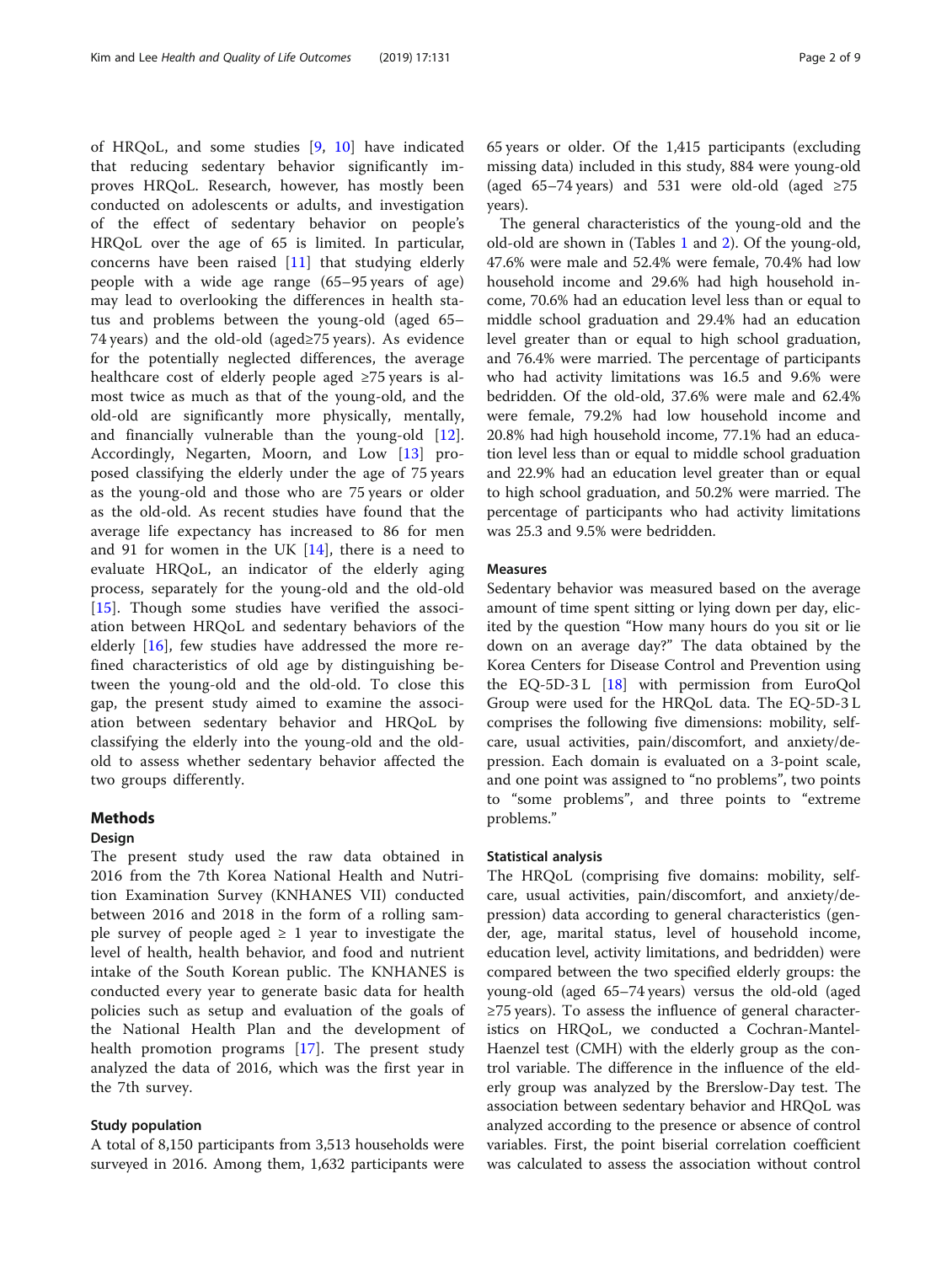of HRQoL, and some studies [9, 10] have indicated that reducing sedentary behavior significantly improves HRQoL. Research, however, has mostly been conducted on adolescents or adults, and investigation of the effect of sedentary behavior on people's HRQoL over the age of 65 is limited. In particular, concerns have been raised [11] that studying elderly people with a wide age range (65–95 years of age) may lead to overlooking the differences in health status and problems between the young-old (aged 65–74 years) and the old-old (aged≥75 years). As evidence for the potentially neglected differences, the average healthcare cost of elderly people aged ≥75 years is almost twice as much as that of the young-old, and the old-old are significantly more physically, mentally, and financially vulnerable than the young-old [12]. Accordingly, Negarten, Moorn, and Low [13] proposed classifying the elderly under the age of 75 years as the young-old and those who are 75 years or older as the old-old. As recent studies have found that the average life expectancy has increased to 86 for men and 91 for women in the UK [14], there is a need to evaluate HRQoL, an indicator of the elderly aging process, separately for the young-old and the old-old [15]. Though some studies have verified the association between HRQoL and sedentary behaviors of the elderly [16], few studies have addressed the more refined characteristics of old age by distinguishing between the young-old and the old-old. To close this gap, the present study aimed to examine the association between sedentary behavior and HRQoL by classifying the elderly into the young-old and the old-old to assess whether sedentary behavior affected the two groups differently.

## Methods

### Design

The present study used the raw data obtained in 2016 from the 7th Korea National Health and Nutrition Examination Survey (KNHANES VII) conducted between 2016 and 2018 in the form of a rolling sample survey of people aged ≥ 1 year to investigate the level of health, health behavior, and food and nutrient intake of the South Korean public. The KNHANES is conducted every year to generate basic data for health policies such as setup and evaluation of the goals of the National Health Plan and the development of health promotion programs [17]. The present study analyzed the data of 2016, which was the first year in the 7th survey.

### Study population

A total of 8,150 participants from 3,513 households were surveyed in 2016. Among them, 1,632 participants were 65 years or older. Of the 1,415 participants (excluding missing data) included in this study, 884 were young-old (aged 65–74 years) and 531 were old-old (aged ≥75 years).

The general characteristics of the young-old and the old-old are shown in (Tables 1 and 2). Of the young-old, 47.6% were male and 52.4% were female, 70.4% had low household income and 29.6% had high household income, 70.6% had an education level less than or equal to middle school graduation and 29.4% had an education level greater than or equal to high school graduation, and 76.4% were married. The percentage of participants who had activity limitations was 16.5 and 9.6% were bedridden. Of the old-old, 37.6% were male and 62.4% were female, 79.2% had low household income and 20.8% had high household income, 77.1% had an education level less than or equal to middle school graduation and 22.9% had an education level greater than or equal to high school graduation, and 50.2% were married. The percentage of participants who had activity limitations was 25.3 and 9.5% were bedridden.

### Measures

Sedentary behavior was measured based on the average amount of time spent sitting or lying down per day, elicited by the question "How many hours do you sit or lie down on an average day?" The data obtained by the Korea Centers for Disease Control and Prevention using the EQ-5D-3 L [18] with permission from EuroQol Group were used for the HRQoL data. The EQ-5D-3 L comprises the following five dimensions: mobility, self-care, usual activities, pain/discomfort, and anxiety/depression. Each domain is evaluated on a 3-point scale, and one point was assigned to "no problems", two points to "some problems", and three points to "extreme problems."

### Statistical analysis

The HRQoL (comprising five domains: mobility, self-care, usual activities, pain/discomfort, and anxiety/depression) data according to general characteristics (gender, age, marital status, level of household income, education level, activity limitations, and bedridden) were compared between the two specified elderly groups: the young-old (aged 65–74 years) versus the old-old (aged ≥75 years). To assess the influence of general characteristics on HRQoL, we conducted a Cochran-Mantel-Haenzel test (CMH) with the elderly group as the control variable. The difference in the influence of the elderly group was analyzed by the Brerslow-Day test. The association between sedentary behavior and HRQoL was analyzed according to the presence or absence of control variables. First, the point biserial correlation coefficient was calculated to assess the association without control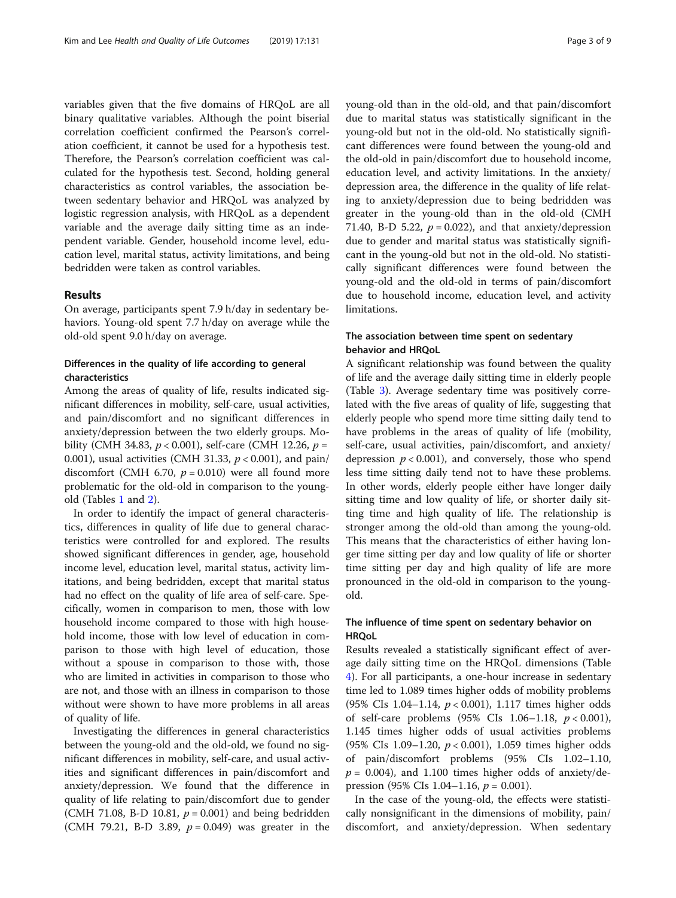variables given that the five domains of HRQoL are all binary qualitative variables. Although the point biserial correlation coefficient confirmed the Pearson's correlation coefficient, it cannot be used for a hypothesis test. Therefore, the Pearson's correlation coefficient was calculated for the hypothesis test. Second, holding general characteristics as control variables, the association between sedentary behavior and HRQoL was analyzed by logistic regression analysis, with HRQoL as a dependent variable and the average daily sitting time as an independent variable. Gender, household income level, education level, marital status, activity limitations, and being bedridden were taken as control variables.

## Results

On average, participants spent 7.9 h/day in sedentary behaviors. Young-old spent 7.7 h/day on average while the old-old spent 9.0 h/day on average.

### Differences in the quality of life according to general characteristics

Among the areas of quality of life, results indicated significant differences in mobility, self-care, usual activities, and pain/discomfort and no significant differences in anxiety/depression between the two elderly groups. Mobility (CMH 34.83, $p < 0.001$), self-care (CMH 12.26, $p = 0.001$), usual activities (CMH 31.33, $p < 0.001$), and pain/discomfort (CMH 6.70, $p = 0.010$) were all found more problematic for the old-old in comparison to the young-old (Tables 1 and 2).

In order to identify the impact of general characteristics, differences in quality of life due to general characteristics were controlled for and explored. The results showed significant differences in gender, age, household income level, education level, marital status, activity limitations, and being bedridden, except that marital status had no effect on the quality of life area of self-care. Specifically, women in comparison to men, those with low household income compared to those with high household income, those with low level of education in comparison to those with high level of education, those without a spouse in comparison to those with, those who are limited in activities in comparison to those who are not, and those with an illness in comparison to those without were shown to have more problems in all areas of quality of life.

Investigating the differences in general characteristics between the young-old and the old-old, we found no significant differences in mobility, self-care, and usual activities and significant differences in pain/discomfort and anxiety/depression. We found that the difference in quality of life relating to pain/discomfort due to gender (CMH 71.08, B-D 10.81, $p = 0.001$) and being bedridden (CMH 79.21, B-D 3.89, $p = 0.049$) was greater in the young-old than in the old-old, and that pain/discomfort due to marital status was statistically significant in the young-old but not in the old-old. No statistically significant differences were found between the young-old and the old-old in pain/discomfort due to household income, education level, and activity limitations. In the anxiety/depression area, the difference in the quality of life relating to anxiety/depression due to being bedridden was greater in the young-old than in the old-old (CMH 71.40, B-D 5.22, $p = 0.022$), and that anxiety/depression due to gender and marital status was statistically significant in the young-old but not in the old-old. No statistically significant differences were found between the young-old and the old-old in terms of pain/discomfort due to household income, education level, and activity limitations.

### The association between time spent on sedentary behavior and HRQoL

A significant relationship was found between the quality of life and the average daily sitting time in elderly people (Table 3). Average sedentary time was positively correlated with the five areas of quality of life, suggesting that elderly people who spend more time sitting daily tend to have problems in the areas of quality of life (mobility, self-care, usual activities, pain/discomfort, and anxiety/depression $p < 0.001$), and conversely, those who spend less time sitting daily tend not to have these problems. In other words, elderly people either have longer daily sitting time and low quality of life, or shorter daily sitting time and high quality of life. The relationship is stronger among the old-old than among the young-old. This means that the characteristics of either having longer time sitting per day and low quality of life or shorter time sitting per day and high quality of life are more pronounced in the old-old in comparison to the young-old.

### The influence of time spent on sedentary behavior on HRQoL

Results revealed a statistically significant effect of average daily sitting time on the HRQoL dimensions (Table 4). For all participants, a one-hour increase in sedentary time led to 1.089 times higher odds of mobility problems (95% CIs 1.04–1.14, $p < 0.001$), 1.117 times higher odds of self-care problems (95% CIs 1.06–1.18, $p < 0.001$), 1.145 times higher odds of usual activities problems (95% CIs 1.09–1.20, $p < 0.001$), 1.059 times higher odds of pain/discomfort problems (95% CIs 1.02–1.10, $p = 0.004$), and 1.100 times higher odds of anxiety/depression (95% CIs 1.04–1.16, $p = 0.001$).

In the case of the young-old, the effects were statistically nonsignificant in the dimensions of mobility, pain/discomfort, and anxiety/depression. When sedentary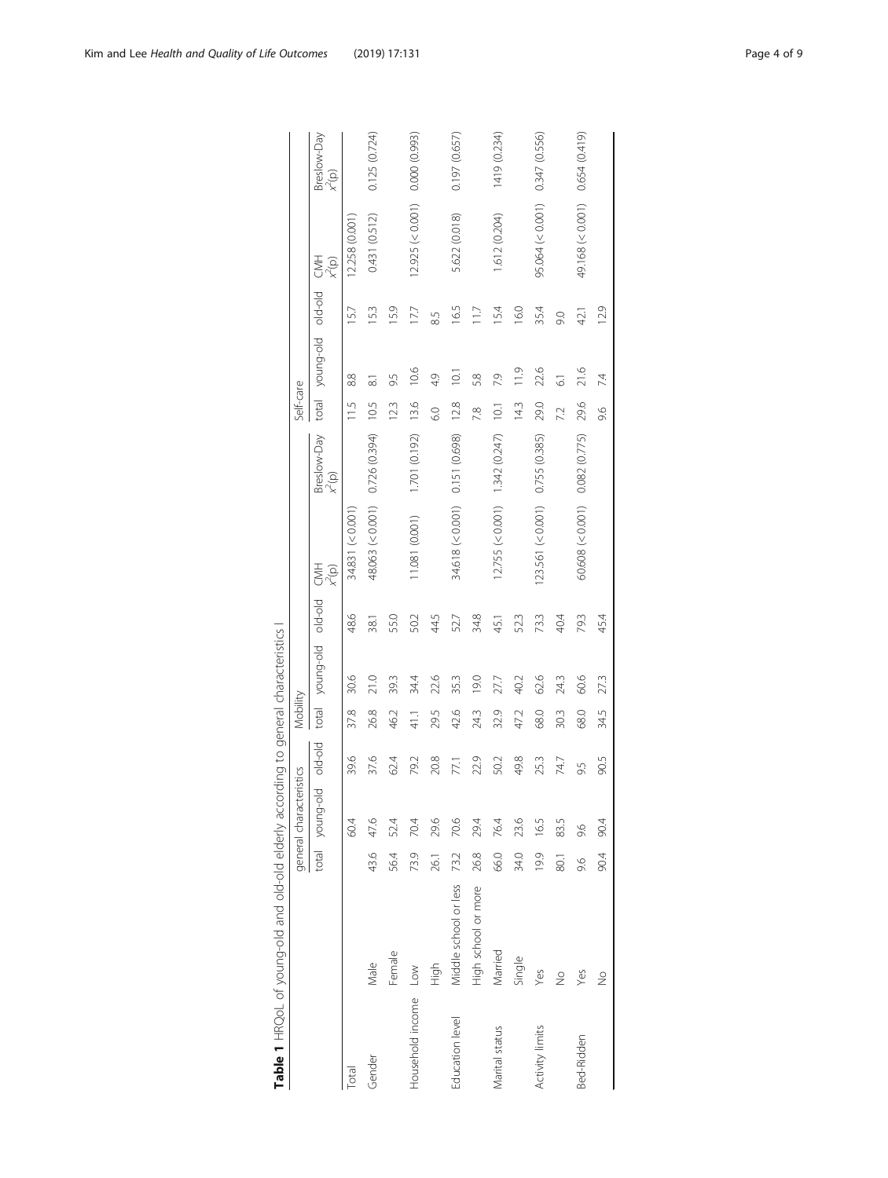**Table 1** HRQoL of young-old and old-old elderly according to general characteristics I

| | | general characteristics | | | Mobility | | | | | Self-care | | | | |
|---|---|---|---|---|---|---|---|---|---|---|---|---|---|---|
| | | total | young-old | old-old | total | young-old | old-old | CMH $\chi^2$(p) | Breslow-Day $\chi^2$(p) | total | young-old | old-old | CMH $\chi^2$(p) | Breslow-Day $\chi^2$(p) |
| Total | | | 60.4 | 39.6 | 37.8 | 30.6 | 48.6 | 34.831 (< 0.001) | | 11.5 | 8.8 | 15.7 | 12.258 (0.001) | |
| Gender | Male | 43.6 | 47.6 | 37.6 | 26.8 | 21.0 | 38.1 | 48.063 (< 0.001) | 0.726 (0.394) | 10.5 | 8.1 | 15.3 | 0.431 (0.512) | 0.125 (0.724) |
| | Female | 56.4 | 52.4 | 62.4 | 46.2 | 39.3 | 55.0 | | | 12.3 | 9.5 | 15.9 | | |
| Household income | Low | 73.9 | 70.4 | 79.2 | 41.1 | 34.4 | 50.2 | 11.081 (0.001) | 1.701 (0.192) | 13.6 | 10.6 | 17.7 | 12.925 (< 0.001) | 0.000 (0.993) |
| | High | 26.1 | 29.6 | 20.8 | 29.5 | 22.6 | 44.5 | | | 6.0 | 4.9 | 8.5 | | |
| Education level | Middle school or less | 73.2 | 70.6 | 77.1 | 42.6 | 35.3 | 52.7 | 34.618 (< 0.001) | 0.151 (0.698) | 12.8 | 10.1 | 16.5 | 5.622 (0.018) | 0.197 (0.657) |
| | High school or more | 26.8 | 29.4 | 22.9 | 24.3 | 19.0 | 34.8 | | | 7.8 | 5.8 | 11.7 | | |
| Marital status | Married | 66.0 | 76.4 | 50.2 | 32.9 | 27.7 | 45.1 | 12.755 (< 0.001) | 1.342 (0.247) | 10.1 | 7.9 | 15.4 | 1.612 (0.204) | 1.419 (0.234) |
| | Single | 34.0 | 23.6 | 49.8 | 47.2 | 40.2 | 52.3 | | | 14.3 | 11.9 | 16.0 | | |
| Activity limits | Yes | 19.9 | 16.5 | 25.3 | 68.0 | 62.6 | 73.3 | 123.561 (< 0.001) | 0.755 (0.385) | 29.0 | 22.6 | 35.4 | 95.064 (< 0.001) | 0.347 (0.556) |
| | No | 80.1 | 83.5 | 74.7 | 30.3 | 24.3 | 40.4 | | | 7.2 | 6.1 | 9.0 | | |
| Bed-Ridden | Yes | 9.6 | 9.6 | 9.5 | 68.0 | 60.6 | 79.3 | 60.608 (< 0.001) | 0.082 (0.775) | 29.6 | 21.6 | 42.1 | 49.168 (< 0.001) | 0.654 (0.419) |
| | No | 90.4 | 90.4 | 90.5 | 34.5 | 27.3 | 45.4 | | | 9.6 | 7.4 | 12.9 | | |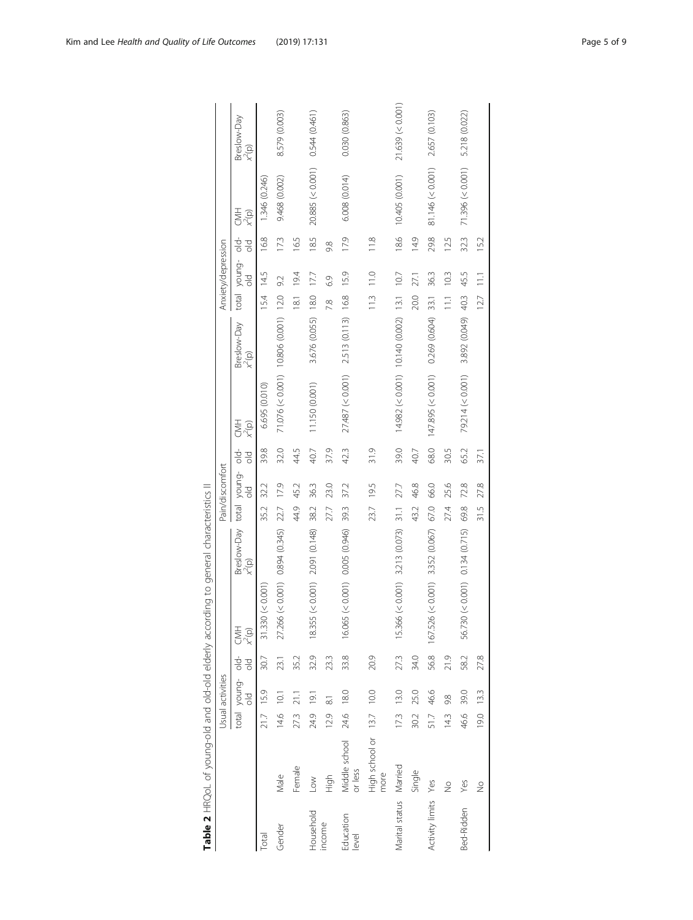**Table 2** HRQoL of young-old and old-old elderly according to general characteristics II

| | | Usual activities | | | | | Pain/discomfort | | | | | Anxiety/depression | | | | |
|---|---|---|---|---|---|---|---|---|---|---|---|---|---|---|---|---|
| | | total | young-old | old-old | CMH $x^2$(p) | Breslow-Day $x^2$(p) | total | young-old | old-old | CMH $x^2$(p) | Breslow-Day $x^2$(p) | total | young-old | old-old | CMH $x^2$(p) | Breslow-Day $x^2$(p) |
| Total | | 21.7 | 15.9 | 30.7 | 31.330 (< 0.001) | | 35.2 | 32.2 | 39.8 | 6.695 (0.010) | | 15.4 | 14.5 | 16.8 | 1.346 (0.246) | |
| Gender | Male | 14.6 | 10.1 | 23.1 | 27.266 (< 0.001) | 0.894 (0.345) | 22.7 | 17.9 | 32.0 | 71.076 (< 0.001) | 10.806 (0.001) | 12.0 | 9.2 | 17.3 | 9.468 (0.002) | 8.579 (0.003) |
| | Female | 27.3 | 21.1 | 35.2 | | | 44.9 | 45.2 | 44.5 | | | 18.1 | 19.4 | 16.5 | | |
| Household income | Low | 24.9 | 19.1 | 32.9 | 18.355 (< 0.001) | 2.091 (0.148) | 38.2 | 36.3 | 40.7 | 11.150 (0.001) | 3.676 (0.055) | 18.0 | 17.7 | 18.5 | 20.885 (< 0.001) | 0.544 (0.461) |
| | High | 12.9 | 8.1 | 23.3 | | | 27.7 | 23.0 | 37.9 | | | 7.8 | 6.9 | 9.8 | | |
| Education level | Middle school or less | 24.6 | 18.0 | 33.8 | 16.065 (< 0.001) | 0.005 (0.946) | 39.3 | 37.2 | 42.3 | 27.487 (< 0.001) | 2.513 (0.113) | 16.8 | 15.9 | 17.9 | 6.008 (0.014) | 0.030 (0.863) |
| | High school or more | 13.7 | 10.0 | 20.9 | | | 23.7 | 19.5 | 31.9 | | | 11.3 | 11.0 | 11.8 | | |
| Marital status | Married | 17.3 | 13.0 | 27.3 | 15.366 (< 0.001) | 3.213 (0.073) | 31.1 | 27.7 | 39.0 | 14.982 (< 0.001) | 10.140 (0.002) | 13.1 | 10.7 | 18.6 | 10.405 (0.001) | 21.639 (< 0.001) |
| | Single | 30.2 | 25.0 | 34.0 | | | 43.2 | 46.8 | 40.7 | | | 20.0 | 27.1 | 14.9 | | |
| Activity limits | Yes | 51.7 | 46.6 | 56.8 | 167.526 (< 0.001) | 3.352 (0.067) | 67.0 | 66.0 | 68.0 | 147.895 (< 0.001) | 0.269 (0.604) | 33.1 | 36.3 | 29.8 | 81.146 (< 0.001) | 2.657 (0.103) |
| | No | 14.3 | 9.8 | 21.9 | | | 27.4 | 25.6 | 30.5 | | | 11.1 | 10.3 | 12.5 | | |
| Bed-Ridden | Yes | 46.6 | 39.0 | 58.2 | 56.730 (< 0.001) | 0.134 (0.715) | 69.8 | 72.8 | 65.2 | 79.214 (< 0.001) | 3.892 (0.049) | 40.3 | 45.5 | 32.3 | 71.396 (< 0.001) | 5.218 (0.022) |
| | No | 19.0 | 13.3 | 27.8 | | | 31.5 | 27.8 | 37.1 | | | 12.7 | 11.1 | 15.2 | | |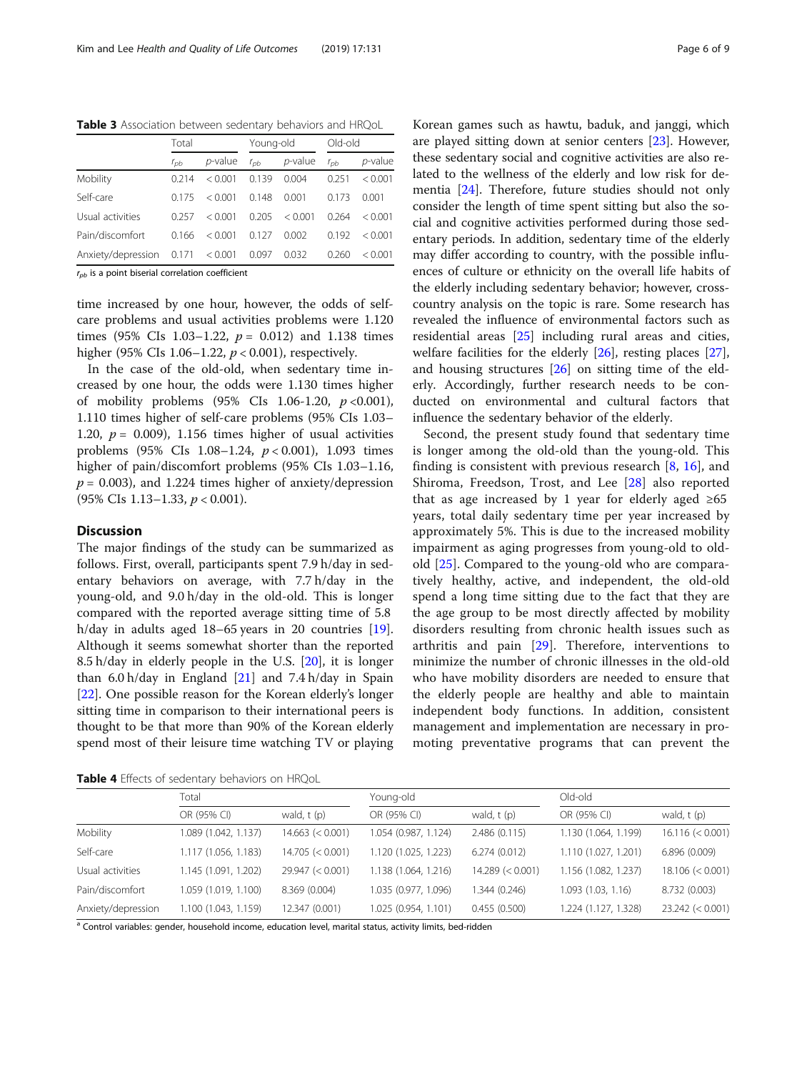**Table 3** Association between sedentary behaviors and HRQoL

| | Total | | Young-old | | Old-old | |
|---|---|---|---|---|---|---|
| | $r_{pb}$ | *p*-value | $r_{pb}$ | *p*-value | $r_{pb}$ | *p*-value |
| Mobility | 0.214 | < 0.001 | 0.139 | 0.004 | 0.251 | < 0.001 |
| Self-care | 0.175 | < 0.001 | 0.148 | 0.001 | 0.173 | 0.001 |
| Usual activities | 0.257 | < 0.001 | 0.205 | < 0.001 | 0.264 | < 0.001 |
| Pain/discomfort | 0.166 | < 0.001 | 0.127 | 0.002 | 0.192 | < 0.001 |
| Anxiety/depression | 0.171 | < 0.001 | 0.097 | 0.032 | 0.260 | < 0.001 |

$r_{pb}$ is a point biserial correlation coefficient

time increased by one hour, however, the odds of self-care problems and usual activities problems were 1.120 times (95% CIs 1.03–1.22, $p$ = 0.012) and 1.138 times higher (95% CIs 1.06–1.22, $p$ < 0.001), respectively.

In the case of the old-old, when sedentary time increased by one hour, the odds were 1.130 times higher of mobility problems (95% CIs 1.06-1.20, $p$ <0.001), 1.110 times higher of self-care problems (95% CIs 1.03–1.20, $p$ = 0.009), 1.156 times higher of usual activities problems (95% CIs 1.08–1.24, $p$ < 0.001), 1.093 times higher of pain/discomfort problems (95% CIs 1.03–1.16, $p$ = 0.003), and 1.224 times higher of anxiety/depression (95% CIs 1.13–1.33, $p$ < 0.001).

## Discussion

The major findings of the study can be summarized as follows. First, overall, participants spent 7.9 h/day in sedentary behaviors on average, with 7.7 h/day in the young-old, and 9.0 h/day in the old-old. This is longer compared with the reported average sitting time of 5.8 h/day in adults aged 18–65 years in 20 countries [19]. Although it seems somewhat shorter than the reported 8.5 h/day in elderly people in the U.S. [20], it is longer than 6.0 h/day in England [21] and 7.4 h/day in Spain [22]. One possible reason for the Korean elderly's longer sitting time in comparison to their international peers is thought to be that more than 90% of the Korean elderly spend most of their leisure time watching TV or playing Korean games such as hawtu, baduk, and janggi, which are played sitting down at senior centers [23]. However, these sedentary social and cognitive activities are also related to the wellness of the elderly and low risk for dementia [24]. Therefore, future studies should not only consider the length of time spent sitting but also the social and cognitive activities performed during those sedentary periods. In addition, sedentary time of the elderly may differ according to country, with the possible influences of culture or ethnicity on the overall life habits of the elderly including sedentary behavior; however, cross-country analysis on the topic is rare. Some research has revealed the influence of environmental factors such as residential areas [25] including rural areas and cities, welfare facilities for the elderly [26], resting places [27], and housing structures [26] on sitting time of the elderly. Accordingly, further research needs to be conducted on environmental and cultural factors that influence the sedentary behavior of the elderly.

Second, the present study found that sedentary time is longer among the old-old than the young-old. This finding is consistent with previous research [8, 16], and Shiroma, Freedson, Trost, and Lee [28] also reported that as age increased by 1 year for elderly aged ≥65 years, total daily sedentary time per year increased by approximately 5%. This is due to the increased mobility impairment as aging progresses from young-old to old-old [25]. Compared to the young-old who are comparatively healthy, active, and independent, the old-old spend a long time sitting due to the fact that they are the age group to be most directly affected by mobility disorders resulting from chronic health issues such as arthritis and pain [29]. Therefore, interventions to minimize the number of chronic illnesses in the old-old who have mobility disorders are needed to ensure that the elderly people are healthy and able to maintain independent body functions. In addition, consistent management and implementation are necessary in promoting preventative programs that can prevent the

**Table 4** Effects of sedentary behaviors on HRQoL

| | Total | | Young-old | | Old-old | |
|---|---|---|---|---|---|---|
| | OR (95% CI) | wald, t (p) | OR (95% CI) | wald, t (p) | OR (95% CI) | wald, t (p) |
| Mobility | 1.089 (1.042, 1.137) | 14.663 (< 0.001) | 1.054 (0.987, 1.124) | 2.486 (0.115) | 1.130 (1.064, 1.199) | 16.116 (< 0.001) |
| Self-care | 1.117 (1.056, 1.183) | 14.705 (< 0.001) | 1.120 (1.025, 1.223) | 6.274 (0.012) | 1.110 (1.027, 1.201) | 6.896 (0.009) |
| Usual activities | 1.145 (1.091, 1.202) | 29.947 (< 0.001) | 1.138 (1.064, 1.216) | 14.289 (< 0.001) | 1.156 (1.082, 1.237) | 18.106 (< 0.001) |
| Pain/discomfort | 1.059 (1.019, 1.100) | 8.369 (0.004) | 1.035 (0.977, 1.096) | 1.344 (0.246) | 1.093 (1.03, 1.16) | 8.732 (0.003) |
| Anxiety/depression | 1.100 (1.043, 1.159) | 12.347 (0.001) | 1.025 (0.954, 1.101) | 0.455 (0.500) | 1.224 (1.127, 1.328) | 23.242 (< 0.001) |

[a] Control variables: gender, household income, education level, marital status, activity limits, bed-ridden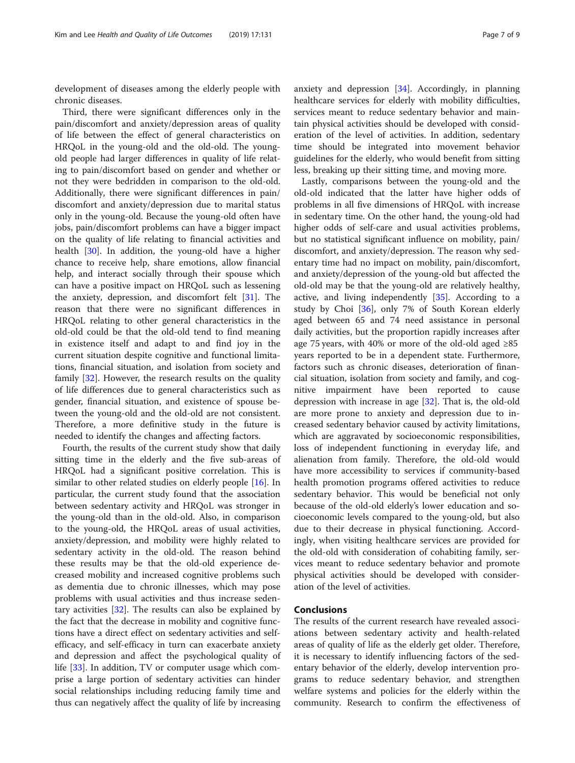development of diseases among the elderly people with chronic diseases.

Third, there were significant differences only in the pain/discomfort and anxiety/depression areas of quality of life between the effect of general characteristics on HRQoL in the young-old and the old-old. The young-old people had larger differences in quality of life relating to pain/discomfort based on gender and whether or not they were bedridden in comparison to the old-old. Additionally, there were significant differences in pain/ discomfort and anxiety/depression due to marital status only in the young-old. Because the young-old often have jobs, pain/discomfort problems can have a bigger impact on the quality of life relating to financial activities and health [30]. In addition, the young-old have a higher chance to receive help, share emotions, allow financial help, and interact socially through their spouse which can have a positive impact on HRQoL such as lessening the anxiety, depression, and discomfort felt [31]. The reason that there were no significant differences in HRQoL relating to other general characteristics in the old-old could be that the old-old tend to find meaning in existence itself and adapt to and find joy in the current situation despite cognitive and functional limitations, financial situation, and isolation from society and family [32]. However, the research results on the quality of life differences due to general characteristics such as gender, financial situation, and existence of spouse between the young-old and the old-old are not consistent. Therefore, a more definitive study in the future is needed to identify the changes and affecting factors.

Fourth, the results of the current study show that daily sitting time in the elderly and the five sub-areas of HRQoL had a significant positive correlation. This is similar to other related studies on elderly people [16]. In particular, the current study found that the association between sedentary activity and HRQoL was stronger in the young-old than in the old-old. Also, in comparison to the young-old, the HRQoL areas of usual activities, anxiety/depression, and mobility were highly related to sedentary activity in the old-old. The reason behind these results may be that the old-old experience decreased mobility and increased cognitive problems such as dementia due to chronic illnesses, which may pose problems with usual activities and thus increase sedentary activities [32]. The results can also be explained by the fact that the decrease in mobility and cognitive functions have a direct effect on sedentary activities and self-efficacy, and self-efficacy in turn can exacerbate anxiety and depression and affect the psychological quality of life [33]. In addition, TV or computer usage which comprise a large portion of sedentary activities can hinder social relationships including reducing family time and thus can negatively affect the quality of life by increasing anxiety and depression [34]. Accordingly, in planning healthcare services for elderly with mobility difficulties, services meant to reduce sedentary behavior and maintain physical activities should be developed with consideration of the level of activities. In addition, sedentary time should be integrated into movement behavior guidelines for the elderly, who would benefit from sitting less, breaking up their sitting time, and moving more.

Lastly, comparisons between the young-old and the old-old indicated that the latter have higher odds of problems in all five dimensions of HRQoL with increase in sedentary time. On the other hand, the young-old had higher odds of self-care and usual activities problems, but no statistical significant influence on mobility, pain/ discomfort, and anxiety/depression. The reason why sedentary time had no impact on mobility, pain/discomfort, and anxiety/depression of the young-old but affected the old-old may be that the young-old are relatively healthy, active, and living independently [35]. According to a study by Choi [36], only 7% of South Korean elderly aged between 65 and 74 need assistance in personal daily activities, but the proportion rapidly increases after age 75 years, with 40% or more of the old-old aged ≥85 years reported to be in a dependent state. Furthermore, factors such as chronic diseases, deterioration of financial situation, isolation from society and family, and cognitive impairment have been reported to cause depression with increase in age [32]. That is, the old-old are more prone to anxiety and depression due to increased sedentary behavior caused by activity limitations, which are aggravated by socioeconomic responsibilities, loss of independent functioning in everyday life, and alienation from family. Therefore, the old-old would have more accessibility to services if community-based health promotion programs offered activities to reduce sedentary behavior. This would be beneficial not only because of the old-old elderly's lower education and socioeconomic levels compared to the young-old, but also due to their decrease in physical functioning. Accordingly, when visiting healthcare services are provided for the old-old with consideration of cohabiting family, services meant to reduce sedentary behavior and promote physical activities should be developed with consideration of the level of activities.

## Conclusions

The results of the current research have revealed associations between sedentary activity and health-related areas of quality of life as the elderly get older. Therefore, it is necessary to identify influencing factors of the sedentary behavior of the elderly, develop intervention programs to reduce sedentary behavior, and strengthen welfare systems and policies for the elderly within the community. Research to confirm the effectiveness of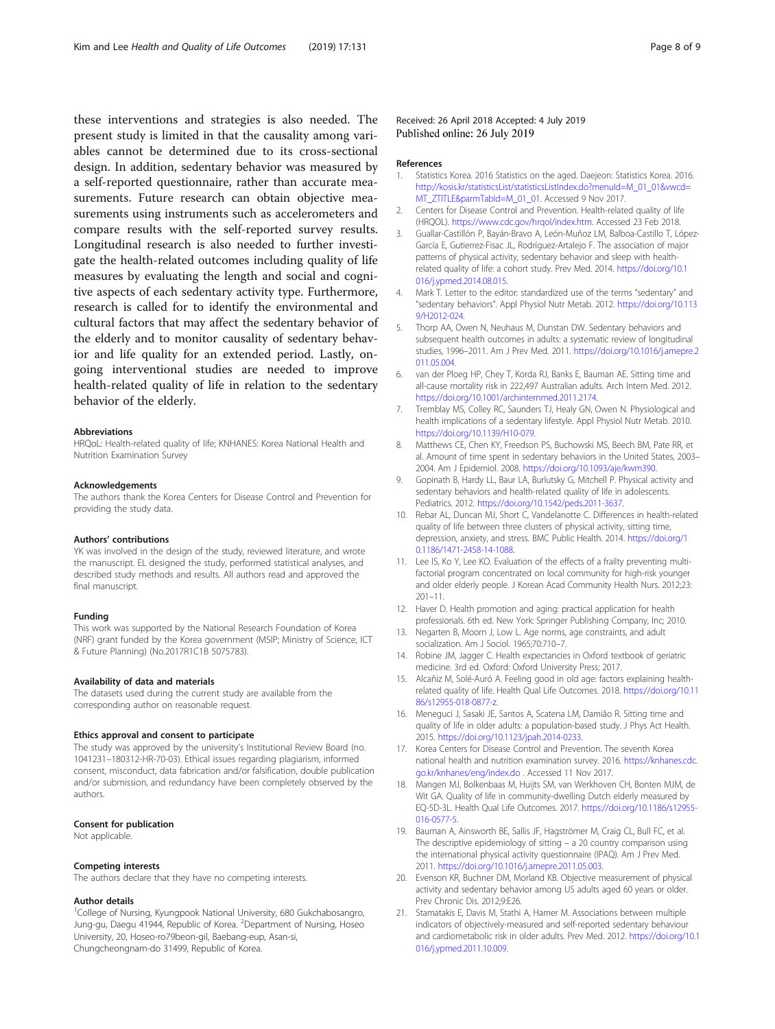these interventions and strategies is also needed. The present study is limited in that the causality among variables cannot be determined due to its cross-sectional design. In addition, sedentary behavior was measured by a self-reported questionnaire, rather than accurate measurements. Future research can obtain objective measurements using instruments such as accelerometers and compare results with the self-reported survey results. Longitudinal research is also needed to further investigate the health-related outcomes including quality of life measures by evaluating the length and social and cognitive aspects of each sedentary activity type. Furthermore, research is called for to identify the environmental and cultural factors that may affect the sedentary behavior of the elderly and to monitor causality of sedentary behavior and life quality for an extended period. Lastly, ongoing interventional studies are needed to improve health-related quality of life in relation to the sedentary behavior of the elderly.

#### Abbreviations

HRQoL: Health-related quality of life; KNHANES: Korea National Health and Nutrition Examination Survey

#### Acknowledgements

The authors thank the Korea Centers for Disease Control and Prevention for providing the study data.

#### Authors' contributions

YK was involved in the design of the study, reviewed literature, and wrote the manuscript. EL designed the study, performed statistical analyses, and described study methods and results. All authors read and approved the final manuscript.

#### Funding

This work was supported by the National Research Foundation of Korea (NRF) grant funded by the Korea government (MSIP; Ministry of Science, ICT & Future Planning) (No.2017R1C1B 5075783).

#### Availability of data and materials

The datasets used during the current study are available from the corresponding author on reasonable request.

#### Ethics approval and consent to participate

The study was approved by the university's Institutional Review Board (no. 1041231–180312-HR-70-03). Ethical issues regarding plagiarism, informed consent, misconduct, data fabrication and/or falsification, double publication and/or submission, and redundancy have been completely observed by the authors.

#### Consent for publication

Not applicable.

#### Competing interests

The authors declare that they have no competing interests.

#### Author details

[1]College of Nursing, Kyungpook National University, 680 Gukchabosangro, Jung-gu, Daegu 41944, Republic of Korea. [2]Department of Nursing, Hoseo University, 20, Hoseo-ro79beon-gil, Baebang-eup, Asan-si, Chungcheongnam-do 31499, Republic of Korea.

Received: 26 April 2018 Accepted: 4 July 2019
Published online: 26 July 2019

#### References

1. Statistics Korea. 2016 Statistics on the aged. Daejeon: Statistics Korea. 2016. http://kosis.kr/statisticsList/statisticsListIndex.do?menuId=M_01_01&vwcd=MT_ZTITLE&parmTabId=M_01_01. Accessed 9 Nov 2017.
2. Centers for Disease Control and Prevention. Health-related quality of life (HRQOL). https://www.cdc.gov/hrqol/index.htm. Accessed 23 Feb 2018.
3. Guallar-Castillón P, Bayán-Bravo A, León-Muñoz LM, Balboa-Castillo T, López-García E, Gutierrez-Fisac JL, Rodríguez-Artalejo F. The association of major patterns of physical activity, sedentary behavior and sleep with health-related quality of life: a cohort study. Prev Med. 2014. https://doi.org/10.1016/j.ypmed.2014.08.015.
4. Mark T. Letter to the editor: standardized use of the terms "sedentary" and "sedentary behaviors". Appl Physiol Nutr Metab. 2012. https://doi.org/10.1139/H2012-024.
5. Thorp AA, Owen N, Neuhaus M, Dunstan DW. Sedentary behaviors and subsequent health outcomes in adults: a systematic review of longitudinal studies, 1996–2011. Am J Prev Med. 2011. https://doi.org/10.1016/j.amepre.2011.05.004.
6. van der Ploeg HP, Chey T, Korda RJ, Banks E, Bauman AE. Sitting time and all-cause mortality risk in 222,497 Australian adults. Arch Intern Med. 2012. https://doi.org/10.1001/archinternmed.2011.2174.
7. Tremblay MS, Colley RC, Saunders TJ, Healy GN, Owen N. Physiological and health implications of a sedentary lifestyle. Appl Physiol Nutr Metab. 2010. https://doi.org/10.1139/H10-079.
8. Matthews CE, Chen KY, Freedson PS, Buchowski MS, Beech BM, Pate RR, et al. Amount of time spent in sedentary behaviors in the United States, 2003–2004. Am J Epidemiol. 2008. https://doi.org/10.1093/aje/kwm390.
9. Gopinath B, Hardy LL, Baur LA, Burlutsky G, Mitchell P. Physical activity and sedentary behaviors and health-related quality of life in adolescents. Pediatrics. 2012. https://doi.org/10.1542/peds.2011-3637.
10. Rebar AL, Duncan MJ, Short C, Vandelanotte C. Differences in health-related quality of life between three clusters of physical activity, sitting time, depression, anxiety, and stress. BMC Public Health. 2014. https://doi.org/10.1186/1471-2458-14-1088.
11. Lee IS, Ko Y, Lee KO. Evaluation of the effects of a frailty preventing multi-factorial program concentrated on local community for high-risk younger and older elderly people. J Korean Acad Community Health Nurs. 2012;23:201–11.
12. Haver D. Health promotion and aging: practical application for health professionals. 6th ed. New York: Springer Publishing Company, Inc; 2010.
13. Negarten B, Moorn J, Low L. Age norms, age constraints, and adult socialization. Am J Sociol. 1965;70:710–7.
14. Robine JM, Jagger C. Health expectancies in Oxford textbook of geriatric medicine. 3rd ed. Oxford: Oxford University Press; 2017.
15. Alcañiz M, Solé-Auró A. Feeling good in old age: factors explaining health-related quality of life. Health Qual Life Outcomes. 2018. https://doi.org/10.1186/s12955-018-0877-z.
16. Meneguci J, Sasaki JE, Santos A, Scatena LM, Damião R. Sitting time and quality of life in older adults: a population-based study. J Phys Act Health. 2015. https://doi.org/10.1123/jpah.2014-0233.
17. Korea Centers for Disease Control and Prevention. The seventh Korea national health and nutrition examination survey. 2016. https://knhanes.cdc.go.kr/knhanes/eng/index.do . Accessed 11 Nov 2017.
18. Mangen MJ, Bolkenbaas M, Huijts SM, van Werkhoven CH, Bonten MJM, de Wit GA. Quality of life in community-dwelling Dutch elderly measured by EQ-5D-3L. Health Qual Life Outcomes. 2017. https://doi.org/10.1186/s12955-016-0577-5.
19. Bauman A, Ainsworth BE, Sallis JF, Hagströmer M, Craig CL, Bull FC, et al. The descriptive epidemiology of sitting – a 20 country comparison using the international physical activity questionnaire (IPAQ). Am J Prev Med. 2011. https://doi.org/10.1016/j.amepre.2011.05.003.
20. Evenson KR, Buchner DM, Morland KB. Objective measurement of physical activity and sedentary behavior among US adults aged 60 years or older. Prev Chronic Dis. 2012;9:E26.
21. Stamatakis E, Davis M, Stathi A, Hamer M. Associations between multiple indicators of objectively-measured and self-reported sedentary behaviour and cardiometabolic risk in older adults. Prev Med. 2012. https://doi.org/10.1016/j.ypmed.2011.10.009.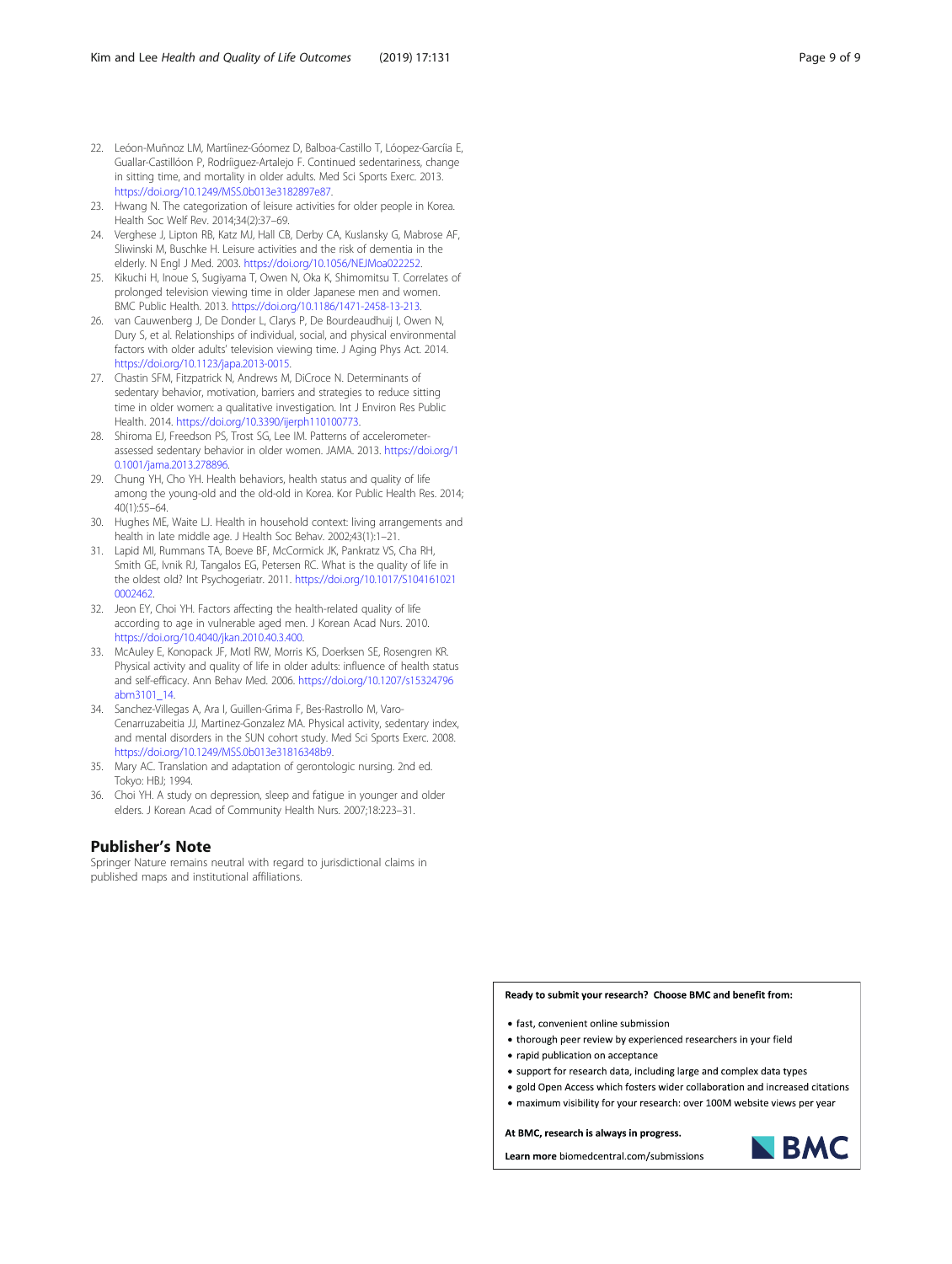22. Leóon-Muñnoz LM, Martíinez-Góomez D, Balboa-Castillo T, Lóopez-Garcíia E, Guallar-Castillóon P, Rodriguez-Artalejo F. Continued sedentariness, change in sitting time, and mortality in older adults. Med Sci Sports Exerc. 2013. https://doi.org/10.1249/MSS.0b013e3182897e87.
23. Hwang N. The categorization of leisure activities for older people in Korea. Health Soc Welf Rev. 2014;34(2):37–69.
24. Verghese J, Lipton RB, Katz MJ, Hall CB, Derby CA, Kuslansky G, Mabrose AF, Sliwinski M, Buschke H. Leisure activities and the risk of dementia in the elderly. N Engl J Med. 2003. https://doi.org/10.1056/NEJMoa022252.
25. Kikuchi H, Inoue S, Sugiyama T, Owen N, Oka K, Shimomitsu T. Correlates of prolonged television viewing time in older Japanese men and women. BMC Public Health. 2013. https://doi.org/10.1186/1471-2458-13-213.
26. van Cauwenberg J, De Donder L, Clarys P, De Bourdeaudhuij I, Owen N, Dury S, et al. Relationships of individual, social, and physical environmental factors with older adults' television viewing time. J Aging Phys Act. 2014. https://doi.org/10.1123/japa.2013-0015.
27. Chastin SFM, Fitzpatrick N, Andrews M, DiCroce N. Determinants of sedentary behavior, motivation, barriers and strategies to reduce sitting time in older women: a qualitative investigation. Int J Environ Res Public Health. 2014. https://doi.org/10.3390/ijerph110100773.
28. Shiroma EJ, Freedson PS, Trost SG, Lee IM. Patterns of accelerometer-assessed sedentary behavior in older women. JAMA. 2013. https://doi.org/10.1001/jama.2013.278896.
29. Chung YH, Cho YH. Health behaviors, health status and quality of life among the young-old and the old-old in Korea. Kor Public Health Res. 2014; 40(1):55–64.
30. Hughes ME, Waite LJ. Health in household context: living arrangements and health in late middle age. J Health Soc Behav. 2002;43(1):1–21.
31. Lapid MI, Rummans TA, Boeve BF, McCormick JK, Pankratz VS, Cha RH, Smith GE, Ivnik RJ, Tangalos EG, Petersen RC. What is the quality of life in the oldest old? Int Psychogeriatr. 2011. https://doi.org/10.1017/S1041610210002462.
32. Jeon EY, Choi YH. Factors affecting the health-related quality of life according to age in vulnerable aged men. J Korean Acad Nurs. 2010. https://doi.org/10.4040/jkan.2010.40.3.400.
33. McAuley E, Konopack JF, Motl RW, Morris KS, Doerksen SE, Rosengren KR. Physical activity and quality of life in older adults: influence of health status and self-efficacy. Ann Behav Med. 2006. https://doi.org/10.1207/s15324796abm3101_14.
34. Sanchez-Villegas A, Ara I, Guillen-Grima F, Bes-Rastrollo M, Varo-Cenarruzabeitia JJ, Martinez-Gonzalez MA. Physical activity, sedentary index, and mental disorders in the SUN cohort study. Med Sci Sports Exerc. 2008. https://doi.org/10.1249/MSS.0b013e31816348b9.
35. Mary AC. Translation and adaptation of gerontologic nursing. 2nd ed. Tokyo: HBJ; 1994.
36. Choi YH. A study on depression, sleep and fatigue in younger and older elders. J Korean Acad of Community Health Nurs. 2007;18:223–31.

## Publisher's Note

Springer Nature remains neutral with regard to jurisdictional claims in published maps and institutional affiliations.

**Ready to submit your research? Choose BMC and benefit from:**

- fast, convenient online submission
- thorough peer review by experienced researchers in your field
- rapid publication on acceptance
- support for research data, including large and complex data types
- gold Open Access which fosters wider collaboration and increased citations
- maximum visibility for your research: over 100M website views per year

**At BMC, research is always in progress.**

**Learn more** biomedcentral.com/submissions

BMC